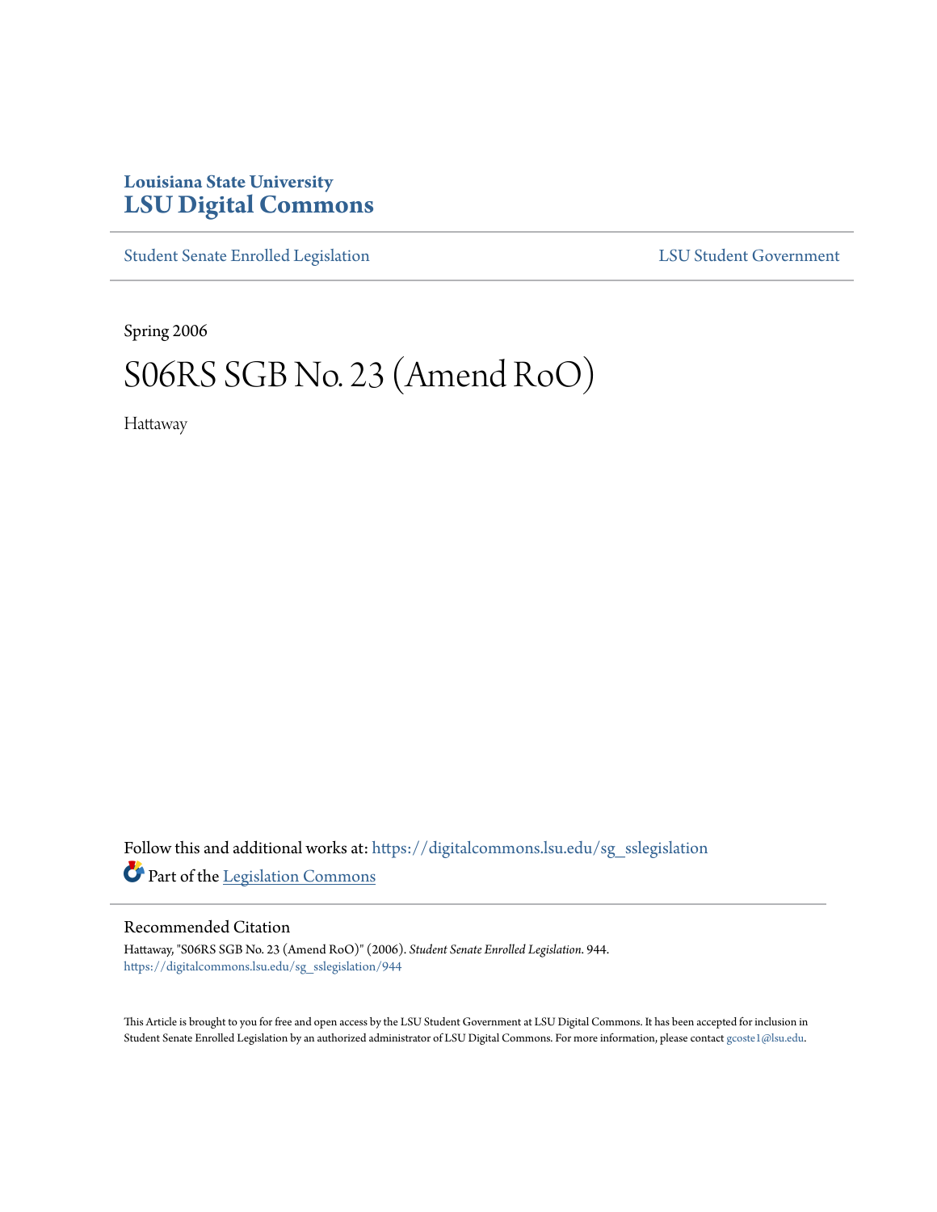Louisiana State University
# LSU Digital Commons

Student Senate Enrolled Legislation | LSU Student Government

Spring 2006

# S06RS SGB No. 23 (Amend RoO)

Hattaway

Follow this and additional works at: https://digitalcommons.lsu.edu/sg_sslegislation

Part of the Legislation Commons

## Recommended Citation

Hattaway, "S06RS SGB No. 23 (Amend RoO)" (2006). *Student Senate Enrolled Legislation*. 944.
https://digitalcommons.lsu.edu/sg_sslegislation/944

This Article is brought to you for free and open access by the LSU Student Government at LSU Digital Commons. It has been accepted for inclusion in Student Senate Enrolled Legislation by an authorized administrator of LSU Digital Commons. For more information, please contact gcoste1@lsu.edu.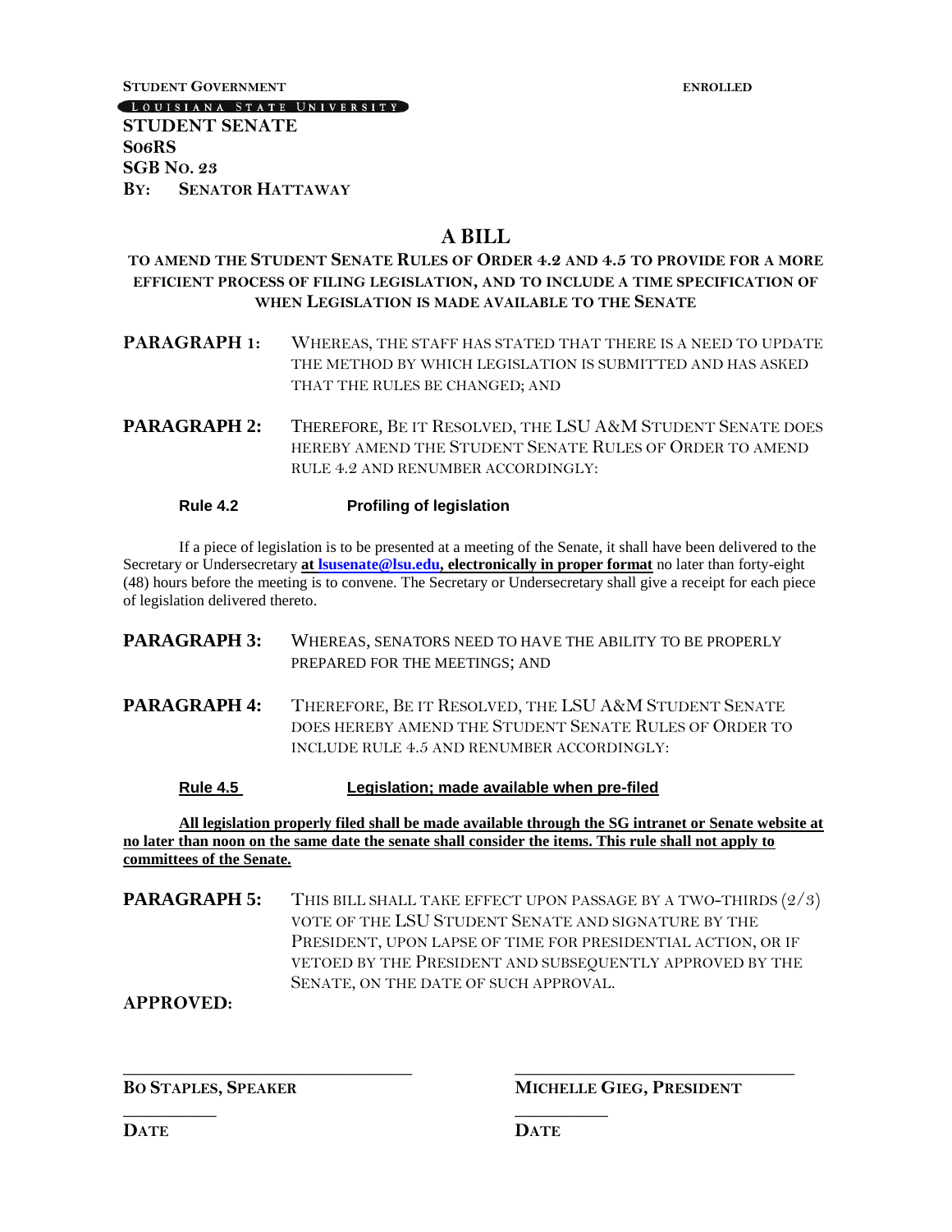**STUDENT GOVERNMENT** **ENROLLED**

LOUISIANA STATE UNIVERSITY

**STUDENT SENATE**
**S06RS**
**SGB NO. 23**
**BY: SENATOR HATTAWAY**

# A BILL

### TO AMEND THE STUDENT SENATE RULES OF ORDER 4.2 AND 4.5 TO PROVIDE FOR A MORE EFFICIENT PROCESS OF FILING LEGISLATION, AND TO INCLUDE A TIME SPECIFICATION OF WHEN LEGISLATION IS MADE AVAILABLE TO THE SENATE

**PARAGRAPH 1:** WHEREAS, THE STAFF HAS STATED THAT THERE IS A NEED TO UPDATE THE METHOD BY WHICH LEGISLATION IS SUBMITTED AND HAS ASKED THAT THE RULES BE CHANGED; AND

**PARAGRAPH 2:** THEREFORE, BE IT RESOLVED, THE LSU A&M STUDENT SENATE DOES HEREBY AMEND THE STUDENT SENATE RULES OF ORDER TO AMEND RULE 4.2 AND RENUMBER ACCORDINGLY:

**Rule 4.2 Profiling of legislation**

If a piece of legislation is to be presented at a meeting of the Senate, it shall have been delivered to the Secretary or Undersecretary **at lsusenate@lsu.edu, electronically in proper format** no later than forty-eight (48) hours before the meeting is to convene. The Secretary or Undersecretary shall give a receipt for each piece of legislation delivered thereto.

**PARAGRAPH 3:** WHEREAS, SENATORS NEED TO HAVE THE ABILITY TO BE PROPERLY PREPARED FOR THE MEETINGS; AND

**PARAGRAPH 4:** THEREFORE, BE IT RESOLVED, THE LSU A&M STUDENT SENATE DOES HEREBY AMEND THE STUDENT SENATE RULES OF ORDER TO INCLUDE RULE 4.5 AND RENUMBER ACCORDINGLY:

**Rule 4.5 Legislation; made available when pre-filed**

**All legislation properly filed shall be made available through the SG intranet or Senate website at no later than noon on the same date the senate shall consider the items. This rule shall not apply to committees of the Senate.**

**PARAGRAPH 5:** THIS BILL SHALL TAKE EFFECT UPON PASSAGE BY A TWO-THIRDS (2/3) VOTE OF THE LSU STUDENT SENATE AND SIGNATURE BY THE PRESIDENT, UPON LAPSE OF TIME FOR PRESIDENTIAL ACTION, OR IF VETOED BY THE PRESIDENT AND SUBSEQUENTLY APPROVED BY THE SENATE, ON THE DATE OF SUCH APPROVAL.

**APPROVED:**

______________________________ ______________________________
**BO STAPLES, SPEAKER** **MICHELLE GIEG, PRESIDENT**

__________ __________
**DATE** **DATE**